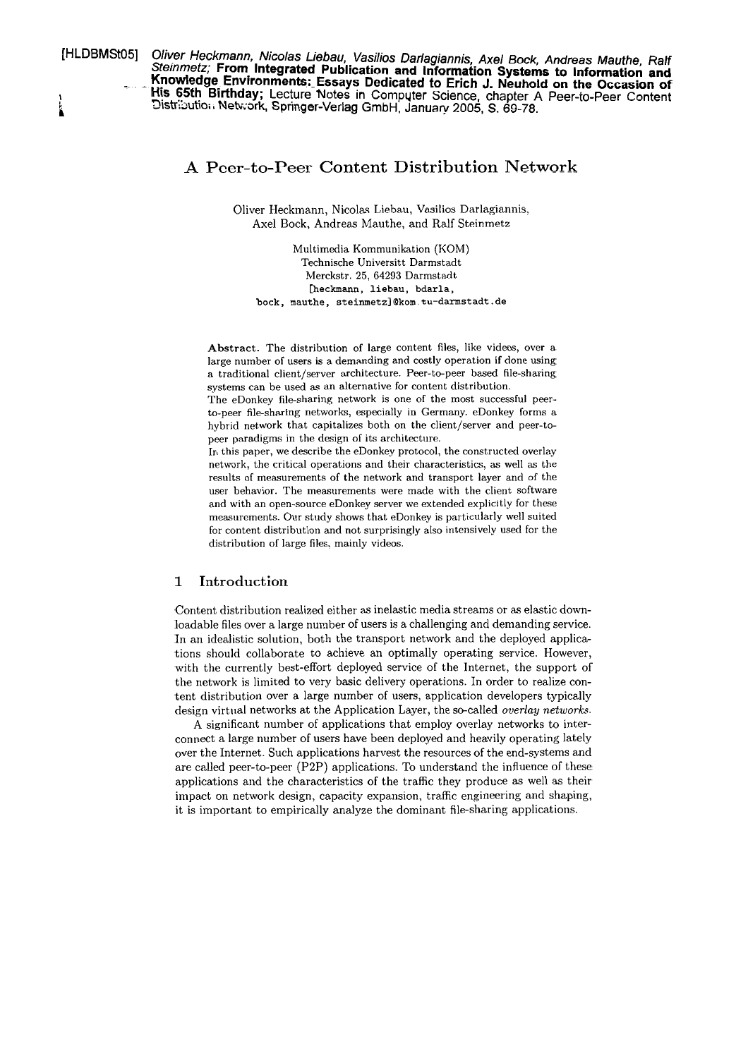[HLDBMSt05] *Oliver Heckmann, Nicolas Liebau, Vasilios Darlagiannis, Axel Bock, Andreas Mauthe, Ralf Steinmetz;* **From Integrated Publication and Information Systems to Information and Knowledge Environments: Essays Dedicated to Erich J. Neuhold on the Occasion of His 65th Birthday;** Lecture Notes in Computer Science, chapter A Peer-to-Peer Content Distribution Network, Springer-Verlag GmbH, January 2005, S. 69-78.

# A Peer-to-Peer Content Distribution Network

Oliver Heckmann, Nicolas Liebau, Vasilios Darlagiannis, Axel Bock, Andreas Mauthe, and Ralf Steinmetz

Multimedia Kommunikation (KOM)
Technische Universitt Darmstadt
Merckstr. 25, 64293 Darmstadt
[heckmann, liebau, bdarla, bock, mauthe, steinmetz]@kom.tu-darmstadt.de

**Abstract.** The distribution of large content files, like videos, over a large number of users is a demanding and costly operation if done using a traditional client/server architecture. Peer-to-peer based file-sharing systems can be used as an alternative for content distribution.

The eDonkey file-sharing network is one of the most successful peer-to-peer file-sharing networks, especially in Germany. eDonkey forms a hybrid network that capitalizes both on the client/server and peer-to-peer paradigms in the design of its architecture.

In this paper, we describe the eDonkey protocol, the constructed overlay network, the critical operations and their characteristics, as well as the results of measurements of the network and transport layer and of the user behavior. The measurements were made with the client software and with an open-source eDonkey server we extended explicitly for these measurements. Our study shows that eDonkey is particularly well suited for content distribution and not surprisingly also intensively used for the distribution of large files, mainly videos.

## 1 Introduction

Content distribution realized either as inelastic media streams or as elastic downloadable files over a large number of users is a challenging and demanding service. In an idealistic solution, both the transport network and the deployed applications should collaborate to achieve an optimally operating service. However, with the currently best-effort deployed service of the Internet, the support of the network is limited to very basic delivery operations. In order to realize content distribution over a large number of users, application developers typically design virtual networks at the Application Layer, the so-called *overlay networks*.

A significant number of applications that employ overlay networks to interconnect a large number of users have been deployed and heavily operating lately over the Internet. Such applications harvest the resources of the end-systems and are called peer-to-peer (P2P) applications. To understand the influence of these applications and the characteristics of the traffic they produce as well as their impact on network design, capacity expansion, traffic engineering and shaping, it is important to empirically analyze the dominant file-sharing applications.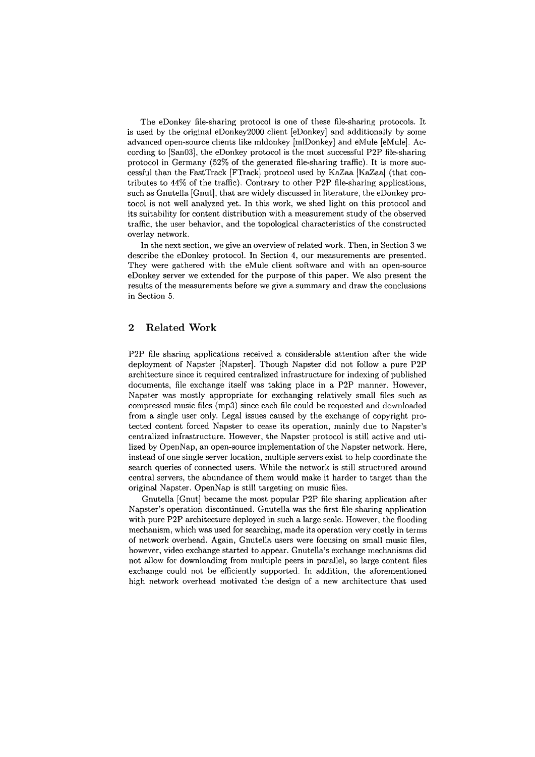The eDonkey file-sharing protocol is one of these file-sharing protocols. It is used by the original eDonkey2000 client [eDonkey] and additionally by some advanced open-source clients like mldonkey [mlDonkey] and eMule [eMule]. According to [San03], the eDonkey protocol is the most successful P2P file-sharing protocol in Germany (52% of the generated file-sharing traffic). It is more successful than the FastTrack [FTrack] protocol used by KaZaa [KaZaa] (that contributes to 44% of the traffic). Contrary to other P2P file-sharing applications, such as Gnutella [Gnut], that are widely discussed in literature, the eDonkey protocol is not well analyzed yet. In this work, we shed light on this protocol and its suitability for content distribution with a measurement study of the observed traffic, the user behavior, and the topological characteristics of the constructed overlay network.

In the next section, we give an overview of related work. Then, in Section 3 we describe the eDonkey protocol. In Section 4, our measurements are presented. They were gathered with the eMule client software and with an open-source eDonkey server we extended for the purpose of this paper. We also present the results of the measurements before we give a summary and draw the conclusions in Section 5.

## 2 Related Work

P2P file sharing applications received a considerable attention after the wide deployment of Napster [Napster]. Though Napster did not follow a pure P2P architecture since it required centralized infrastructure for indexing of published documents, file exchange itself was taking place in a P2P manner. However, Napster was mostly appropriate for exchanging relatively small files such as compressed music files (mp3) since each file could be requested and downloaded from a single user only. Legal issues caused by the exchange of copyright protected content forced Napster to cease its operation, mainly due to Napster's centralized infrastructure. However, the Napster protocol is still active and utilized by OpenNap, an open-source implementation of the Napster network. Here, instead of one single server location, multiple servers exist to help coordinate the search queries of connected users. While the network is still structured around central servers, the abundance of them would make it harder to target than the original Napster. OpenNap is still targeting on music files.

Gnutella [Gnut] became the most popular P2P file sharing application after Napster's operation discontinued. Gnutella was the first file sharing application with pure P2P architecture deployed in such a large scale. However, the flooding mechanism, which was used for searching, made its operation very costly in terms of network overhead. Again, Gnutella users were focusing on small music files, however, video exchange started to appear. Gnutella's exchange mechanisms did not allow for downloading from multiple peers in parallel, so large content files exchange could not be efficiently supported. In addition, the aforementioned high network overhead motivated the design of a new architecture that used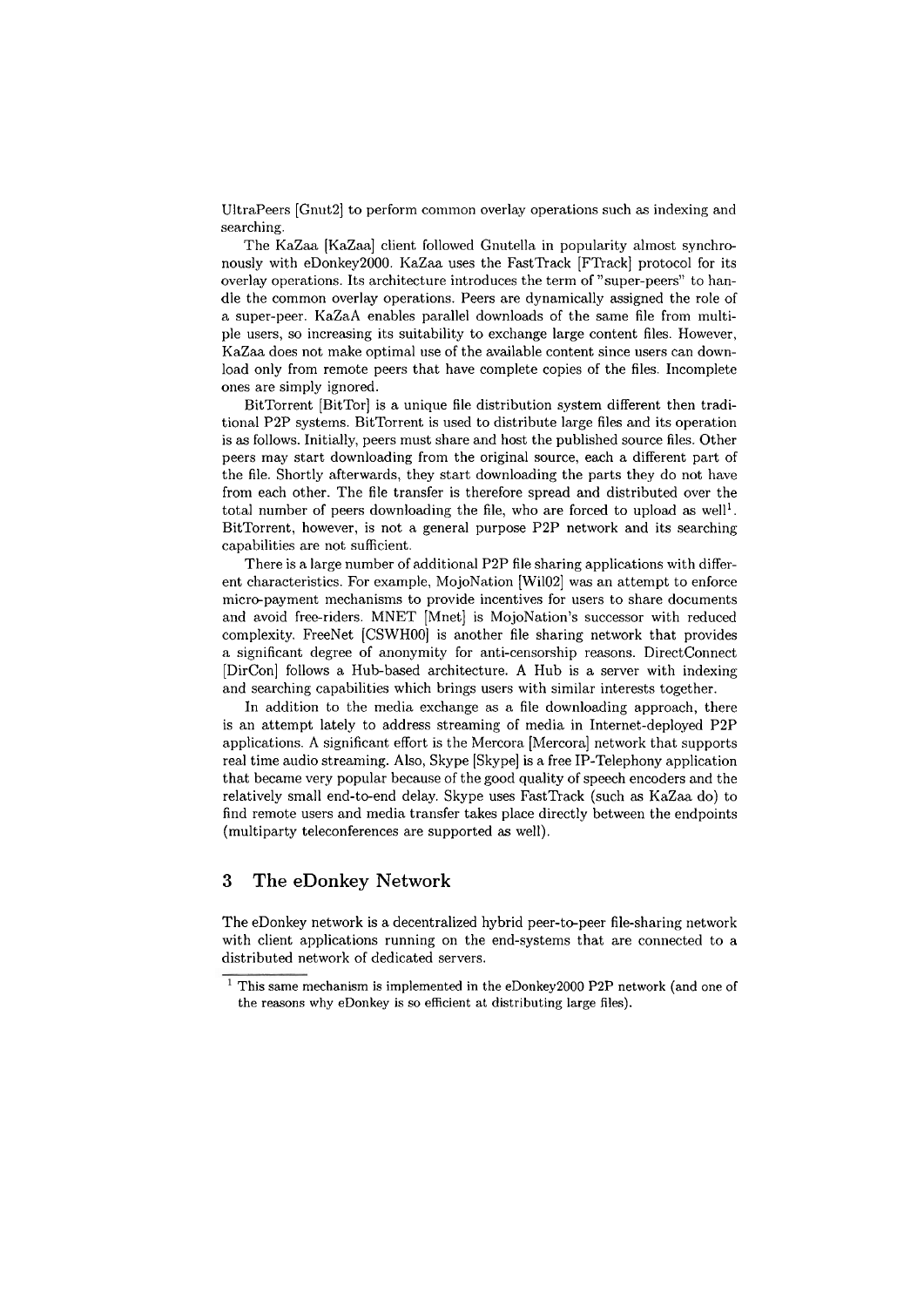UltraPeers [Gnut2] to perform common overlay operations such as indexing and searching.

The KaZaa [KaZaa] client followed Gnutella in popularity almost synchronously with eDonkey2000. KaZaa uses the FastTrack [FTrack] protocol for its overlay operations. Its architecture introduces the term of "super-peers" to handle the common overlay operations. Peers are dynamically assigned the role of a super-peer. KaZaA enables parallel downloads of the same file from multiple users, so increasing its suitability to exchange large content files. However, KaZaa does not make optimal use of the available content since users can download only from remote peers that have complete copies of the files. Incomplete ones are simply ignored.

BitTorrent [BitTor] is a unique file distribution system different then traditional P2P systems. BitTorrent is used to distribute large files and its operation is as follows. Initially, peers must share and host the published source files. Other peers may start downloading from the original source, each a different part of the file. Shortly afterwards, they start downloading the parts they do not have from each other. The file transfer is therefore spread and distributed over the total number of peers downloading the file, who are forced to upload as well[1]. BitTorrent, however, is not a general purpose P2P network and its searching capabilities are not sufficient.

There is a large number of additional P2P file sharing applications with different characteristics. For example, MojoNation [Wil02] was an attempt to enforce micro-payment mechanisms to provide incentives for users to share documents and avoid free-riders. MNET [Mnet] is MojoNation's successor with reduced complexity. FreeNet [CSWH00] is another file sharing network that provides a significant degree of anonymity for anti-censorship reasons. DirectConnect [DirCon] follows a Hub-based architecture. A Hub is a server with indexing and searching capabilities which brings users with similar interests together.

In addition to the media exchange as a file downloading approach, there is an attempt lately to address streaming of media in Internet-deployed P2P applications. A significant effort is the Mercora [Mercora] network that supports real time audio streaming. Also, Skype [Skype] is a free IP-Telephony application that became very popular because of the good quality of speech encoders and the relatively small end-to-end delay. Skype uses FastTrack (such as KaZaa do) to find remote users and media transfer takes place directly between the endpoints (multiparty teleconferences are supported as well).

## 3 The eDonkey Network

The eDonkey network is a decentralized hybrid peer-to-peer file-sharing network with client applications running on the end-systems that are connected to a distributed network of dedicated servers.

[1] This same mechanism is implemented in the eDonkey2000 P2P network (and one of the reasons why eDonkey is so efficient at distributing large files).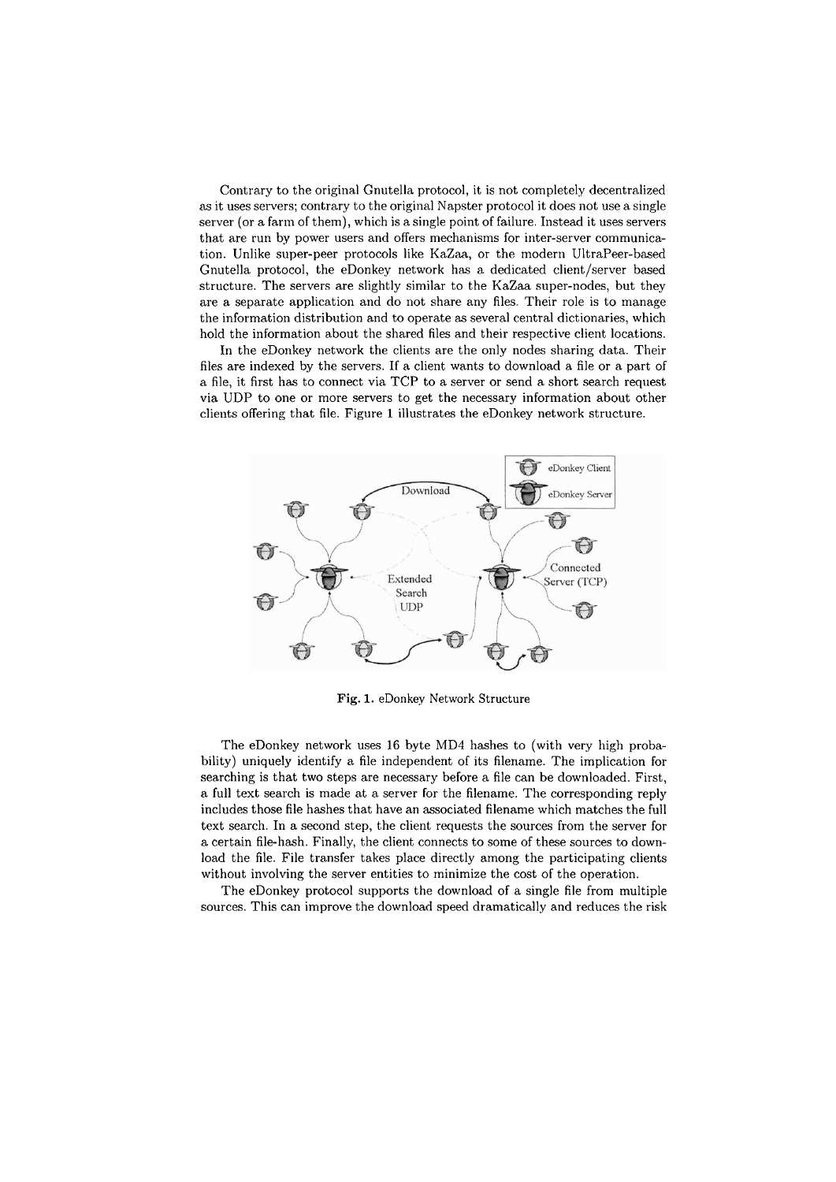Contrary to the original Gnutella protocol, it is not completely decentralized as it uses servers; contrary to the original Napster protocol it does not use a single server (or a farm of them), which is a single point of failure. Instead it uses servers that are run by power users and offers mechanisms for inter-server communication. Unlike super-peer protocols like KaZaa, or the modern UltraPeer-based Gnutella protocol, the eDonkey network has a dedicated client/server based structure. The servers are slightly similar to the KaZaa super-nodes, but they are a separate application and do not share any files. Their role is to manage the information distribution and to operate as several central dictionaries, which hold the information about the shared files and their respective client locations.

In the eDonkey network the clients are the only nodes sharing data. Their files are indexed by the servers. If a client wants to download a file or a part of a file, it first has to connect via TCP to a server or send a short search request via UDP to one or more servers to get the necessary information about other clients offering that file. Figure 1 illustrates the eDonkey network structure.

**Fig. 1.** eDonkey Network Structure

The eDonkey network uses 16 byte MD4 hashes to (with very high probability) uniquely identify a file independent of its filename. The implication for searching is that two steps are necessary before a file can be downloaded. First, a full text search is made at a server for the filename. The corresponding reply includes those file hashes that have an associated filename which matches the full text search. In a second step, the client requests the sources from the server for a certain file-hash. Finally, the client connects to some of these sources to download the file. File transfer takes place directly among the participating clients without involving the server entities to minimize the cost of the operation.

The eDonkey protocol supports the download of a single file from multiple sources. This can improve the download speed dramatically and reduces the risk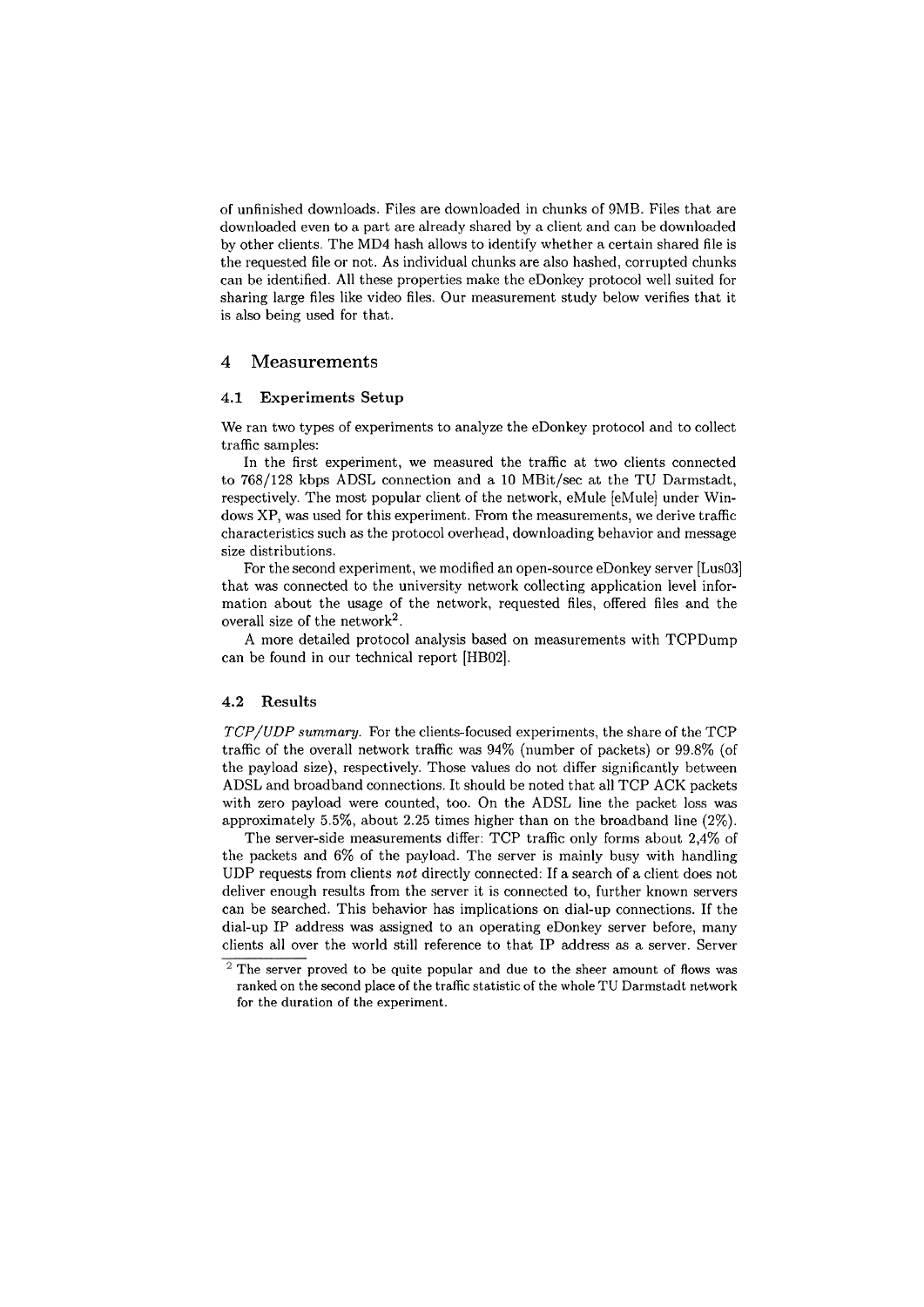of unfinished downloads. Files are downloaded in chunks of 9MB. Files that are downloaded even to a part are already shared by a client and can be downloaded by other clients. The MD4 hash allows to identify whether a certain shared file is the requested file or not. As individual chunks are also hashed, corrupted chunks can be identified. All these properties make the eDonkey protocol well suited for sharing large files like video files. Our measurement study below verifies that it is also being used for that.

## 4 Measurements

### 4.1 Experiments Setup

We ran two types of experiments to analyze the eDonkey protocol and to collect traffic samples:

In the first experiment, we measured the traffic at two clients connected to 768/128 kbps ADSL connection and a 10 MBit/sec at the TU Darmstadt, respectively. The most popular client of the network, eMule [eMule] under Windows XP, was used for this experiment. From the measurements, we derive traffic characteristics such as the protocol overhead, downloading behavior and message size distributions.

For the second experiment, we modified an open-source eDonkey server [Lus03] that was connected to the university network collecting application level information about the usage of the network, requested files, offered files and the overall size of the network[2].

A more detailed protocol analysis based on measurements with TCPDump can be found in our technical report [HB02].

### 4.2 Results

*TCP/UDP summary.* For the clients-focused experiments, the share of the TCP traffic of the overall network traffic was 94% (number of packets) or 99.8% (of the payload size), respectively. Those values do not differ significantly between ADSL and broadband connections. It should be noted that all TCP ACK packets with zero payload were counted, too. On the ADSL line the packet loss was approximately 5.5%, about 2.25 times higher than on the broadband line (2%).

The server-side measurements differ: TCP traffic only forms about 2,4% of the packets and 6% of the payload. The server is mainly busy with handling UDP requests from clients *not* directly connected: If a search of a client does not deliver enough results from the server it is connected to, further known servers can be searched. This behavior has implications on dial-up connections. If the dial-up IP address was assigned to an operating eDonkey server before, many clients all over the world still reference to that IP address as a server. Server

[2] The server proved to be quite popular and due to the sheer amount of flows was ranked on the second place of the traffic statistic of the whole TU Darmstadt network for the duration of the experiment.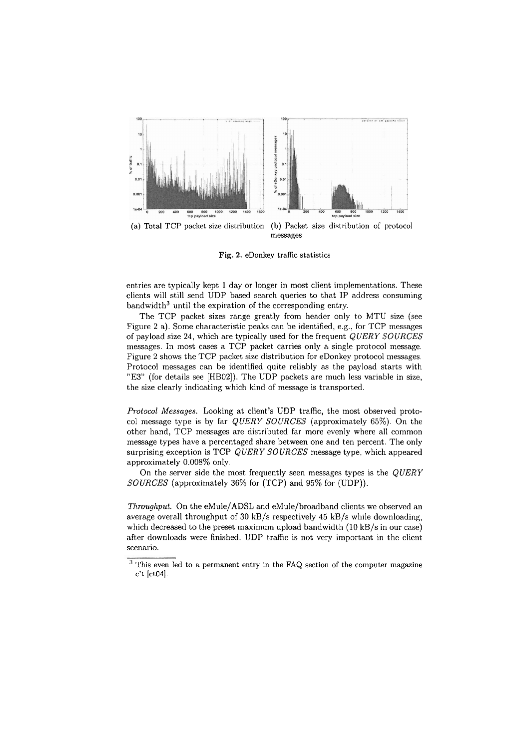(a) Total TCP packet size distribution (b) Packet size distribution of protocol messages

**Fig. 2.** eDonkey traffic statistics

entries are typically kept 1 day or longer in most client implementations. These clients will still send UDP based search queries to that IP address consuming bandwidth[3] until the expiration of the corresponding entry.

The TCP packet sizes range greatly from header only to MTU size (see Figure 2 a). Some characteristic peaks can be identified, e.g., for TCP messages of payload size 24, which are typically used for the frequent *QUERY SOURCES* messages. In most cases a TCP packet carries only a single protocol message. Figure 2 shows the TCP packet size distribution for eDonkey protocol messages. Protocol messages can be identified quite reliably as the payload starts with "E3" (for details see [HB02]). The UDP packets are much less variable in size, the size clearly indicating which kind of message is transported.

*Protocol Messages.* Looking at client's UDP traffic, the most observed protocol message type is by far *QUERY SOURCES* (approximately 65%). On the other hand, TCP messages are distributed far more evenly where all common message types have a percentaged share between one and ten percent. The only surprising exception is TCP *QUERY SOURCES* message type, which appeared approximately 0.008% only.

On the server side the most frequently seen messages types is the *QUERY SOURCES* (approximately 36% for (TCP) and 95% for (UDP)).

*Throughput.* On the eMule/ADSL and eMule/broadband clients we observed an average overall throughput of 30 kB/s respectively 45 kB/s while downloading, which decreased to the preset maximum upload bandwidth (10 kB/s in our case) after downloads were finished. UDP traffic is not very important in the client scenario.

[3] This even led to a permanent entry in the FAQ section of the computer magazine c't [ct04].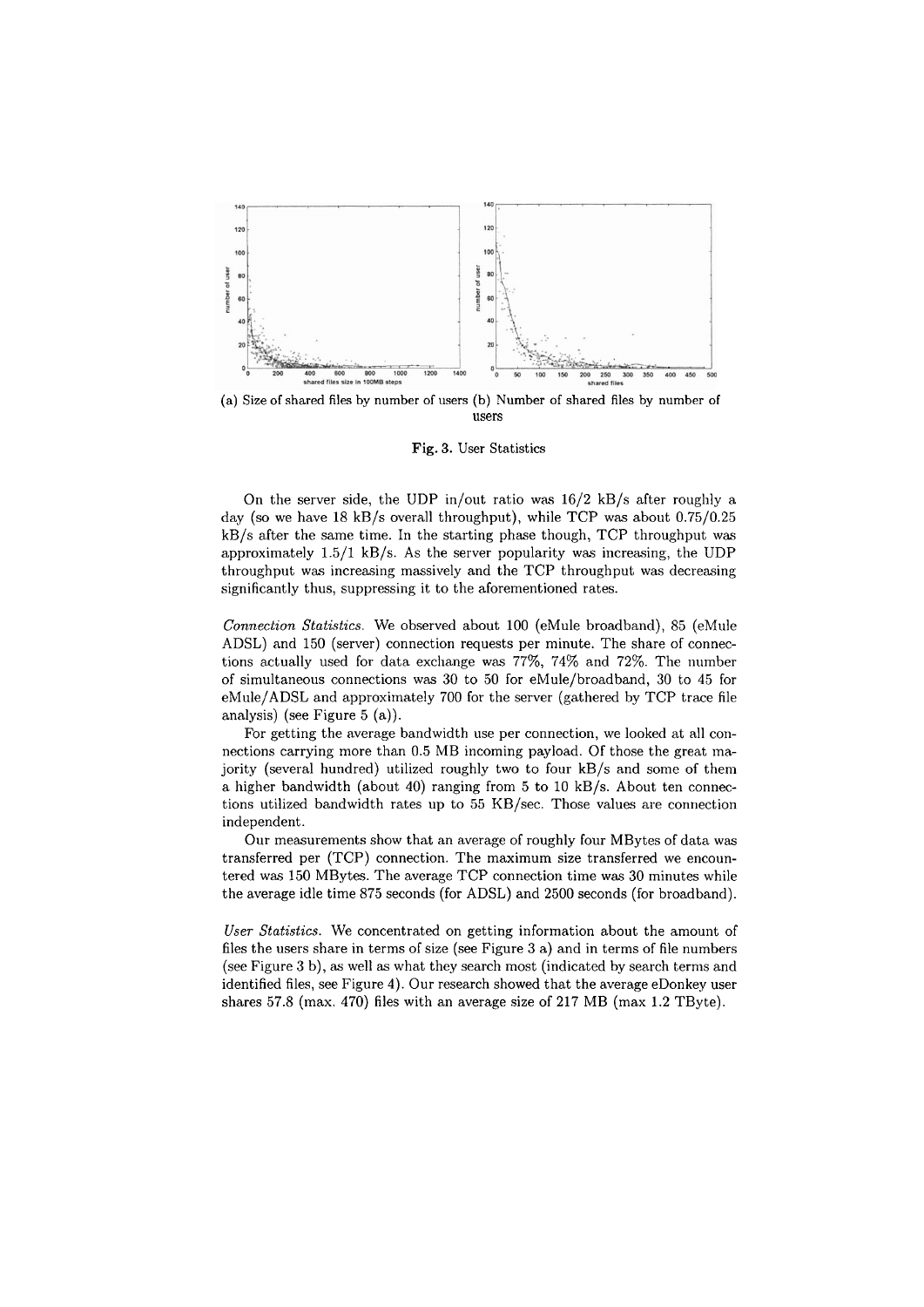(a) Size of shared files by number of users (b) Number of shared files by number of users

**Fig. 3.** User Statistics

On the server side, the UDP in/out ratio was 16/2 kB/s after roughly a day (so we have 18 kB/s overall throughput), while TCP was about 0.75/0.25 kB/s after the same time. In the starting phase though, TCP throughput was approximately 1.5/1 kB/s. As the server popularity was increasing, the UDP throughput was increasing massively and the TCP throughput was decreasing significantly thus, suppressing it to the aforementioned rates.

*Connection Statistics.* We observed about 100 (eMule broadband), 85 (eMule ADSL) and 150 (server) connection requests per minute. The share of connections actually used for data exchange was 77%, 74% and 72%. The number of simultaneous connections was 30 to 50 for eMule/broadband, 30 to 45 for eMule/ADSL and approximately 700 for the server (gathered by TCP trace file analysis) (see Figure 5 (a)).

For getting the average bandwidth use per connection, we looked at all connections carrying more than 0.5 MB incoming payload. Of those the great majority (several hundred) utilized roughly two to four kB/s and some of them a higher bandwidth (about 40) ranging from 5 to 10 kB/s. About ten connections utilized bandwidth rates up to 55 KB/sec. Those values are connection independent.

Our measurements show that an average of roughly four MBytes of data was transferred per (TCP) connection. The maximum size transferred we encountered was 150 MBytes. The average TCP connection time was 30 minutes while the average idle time 875 seconds (for ADSL) and 2500 seconds (for broadband).

*User Statistics.* We concentrated on getting information about the amount of files the users share in terms of size (see Figure 3 a) and in terms of file numbers (see Figure 3 b), as well as what they search most (indicated by search terms and identified files, see Figure 4). Our research showed that the average eDonkey user shares 57.8 (max. 470) files with an average size of 217 MB (max 1.2 TByte).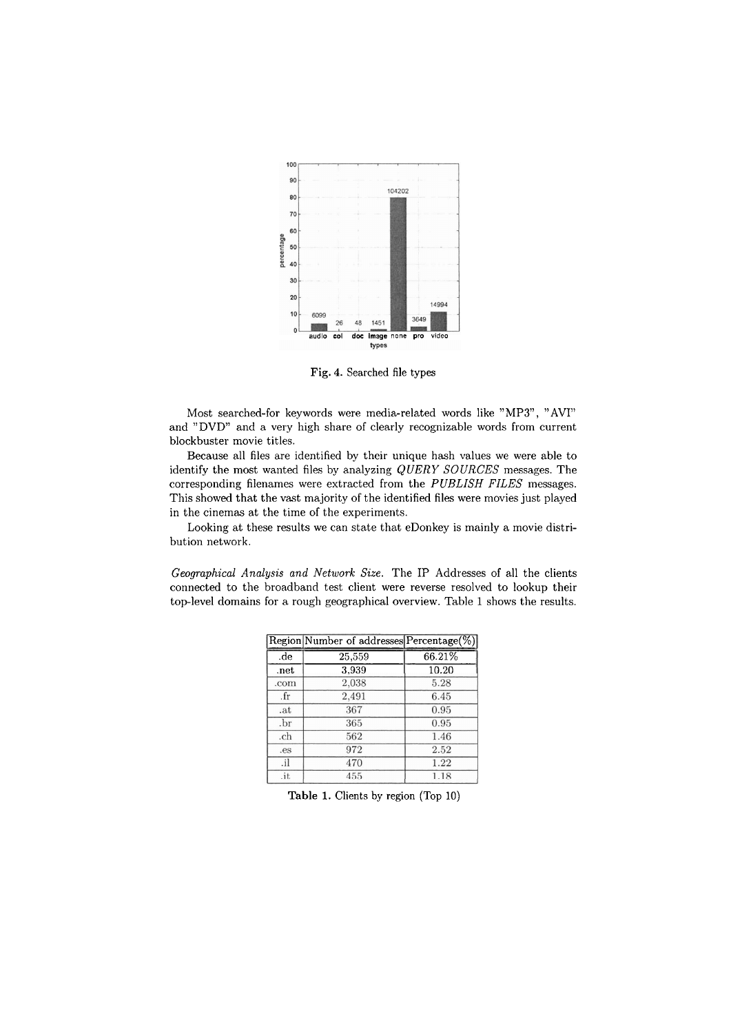Fig. 4. Searched file types

Most searched-for keywords were media-related words like "MP3", "AVI" and "DVD" and a very high share of clearly recognizable words from current blockbuster movie titles.

Because all files are identified by their unique hash values we were able to identify the most wanted files by analyzing *QUERY SOURCES* messages. The corresponding filenames were extracted from the *PUBLISH FILES* messages. This showed that the vast majority of the identified files were movies just played in the cinemas at the time of the experiments.

Looking at these results we can state that eDonkey is mainly a movie distribution network.

*Geographical Analysis and Network Size.* The IP Addresses of all the clients connected to the broadband test client were reverse resolved to lookup their top-level domains for a rough geographical overview. Table 1 shows the results.

| Region | Number of addresses | Percentage(%) |
|---|---|---|
| .de | 25,559 | 66.21% |
| .net | 3,939 | 10.20 |
| .com | 2,038 | 5.28 |
| .fr | 2,491 | 6.45 |
| .at | 367 | 0.95 |
| .br | 365 | 0.95 |
| .ch | 562 | 1.46 |
| .es | 972 | 2.52 |
| .il | 470 | 1.22 |
| .it | 455 | 1.18 |

Table 1. Clients by region (Top 10)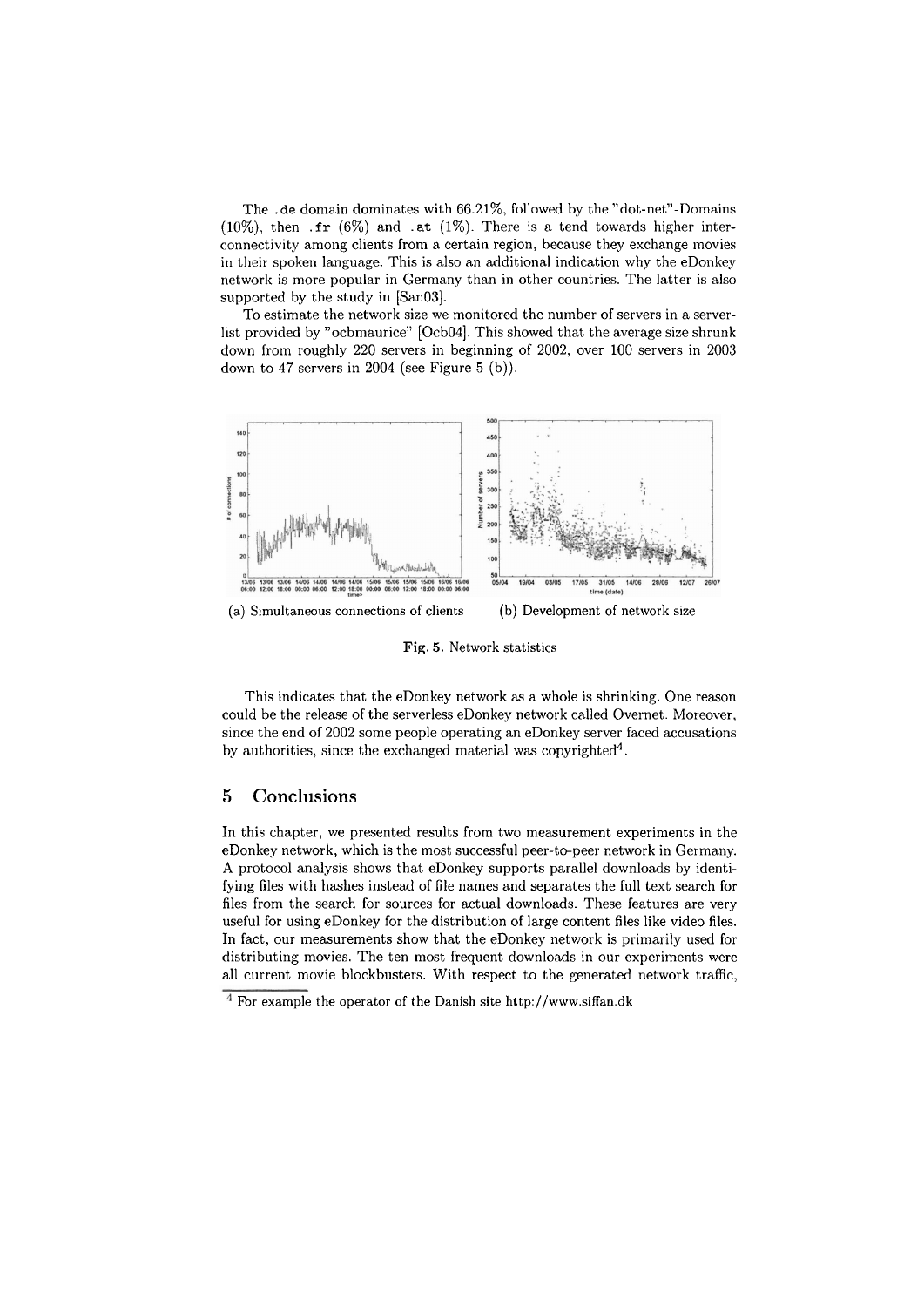The `.de` domain dominates with 66.21%, followed by the "dot-net"-Domains (10%), then `.fr` (6%) and `.at` (1%). There is a tend towards higher interconnectivity among clients from a certain region, because they exchange movies in their spoken language. This is also an additional indication why the eDonkey network is more popular in Germany than in other countries. The latter is also supported by the study in [San03].

To estimate the network size we monitored the number of servers in a serverlist provided by "ocbmaurice" [Ocb04]. This showed that the average size shrunk down from roughly 220 servers in beginning of 2002, over 100 servers in 2003 down to 47 servers in 2004 (see Figure 5 (b)).

(a) Simultaneous connections of clients

(b) Development of network size

**Fig. 5.** Network statistics

This indicates that the eDonkey network as a whole is shrinking. One reason could be the release of the serverless eDonkey network called Overnet. Moreover, since the end of 2002 some people operating an eDonkey server faced accusations by authorities, since the exchanged material was copyrighted[4].

## 5 Conclusions

In this chapter, we presented results from two measurement experiments in the eDonkey network, which is the most successful peer-to-peer network in Germany. A protocol analysis shows that eDonkey supports parallel downloads by identifying files with hashes instead of file names and separates the full text search for files from the search for sources for actual downloads. These features are very useful for using eDonkey for the distribution of large content files like video files. In fact, our measurements show that the eDonkey network is primarily used for distributing movies. The ten most frequent downloads in our experiments were all current movie blockbusters. With respect to the generated network traffic,

[4] For example the operator of the Danish site http://www.siffan.dk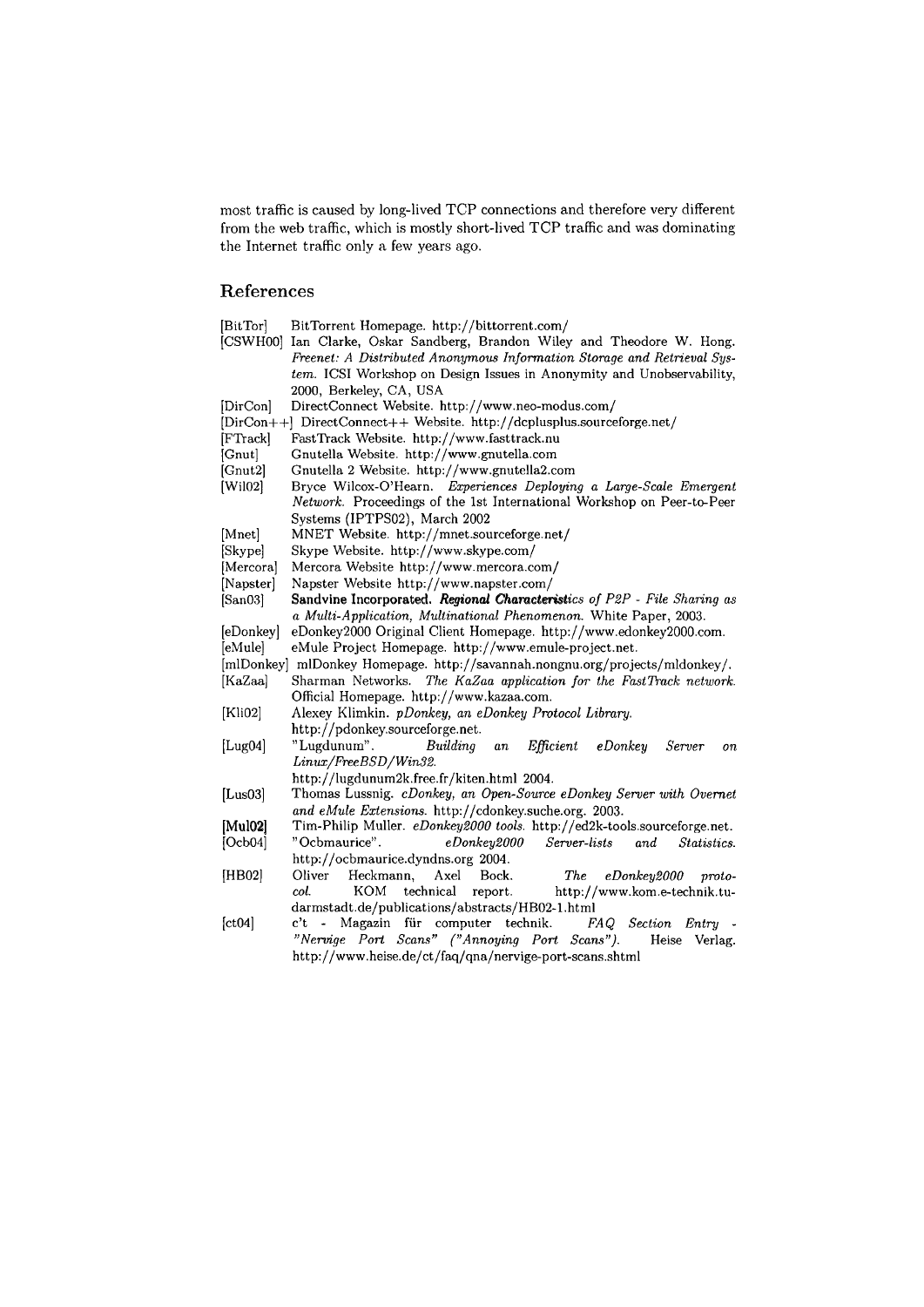most traffic is caused by long-lived TCP connections and therefore very different from the web traffic, which is mostly short-lived TCP traffic and was dominating the Internet traffic only a few years ago.

## References

[BitTor] BitTorrent Homepage. http://bittorrent.com/

[CSWH00] Ian Clarke, Oskar Sandberg, Brandon Wiley and Theodore W. Hong. *Freenet: A Distributed Anonymous Information Storage and Retrieval System*. ICSI Workshop on Design Issues in Anonymity and Unobservability, 2000, Berkeley, CA, USA

[DirCon] DirectConnect Website. http://www.neo-modus.com/

[DirCon++] DirectConnect++ Website. http://dcplusplus.sourceforge.net/

[FTrack] FastTrack Website. http://www.fasttrack.nu

[Gnut] Gnutella Website. http://www.gnutella.com

[Gnut2] Gnutella 2 Website. http://www.gnutella2.com

[Wil02] Bryce Wilcox-O'Hearn. *Experiences Deploying a Large-Scale Emergent Network*. Proceedings of the 1st International Workshop on Peer-to-Peer Systems (IPTPS02), March 2002

[Mnet] MNET Website. http://mnet.sourceforge.net/

[Skype] Skype Website. http://www.skype.com/

[Mercora] Mercora Website http://www.mercora.com/

[Napster] Napster Website http://www.napster.com/

[San03] Sandvine Incorporated. *Regional Characteristics of P2P - File Sharing as a Multi-Application, Multinational Phenomenon*. White Paper, 2003.

[eDonkey] eDonkey2000 Original Client Homepage. http://www.edonkey2000.com.

[eMule] eMule Project Homepage. http://www.emule-project.net.

[mlDonkey] mlDonkey Homepage. http://savannah.nongnu.org/projects/mldonkey/.

[KaZaa] Sharman Networks. *The KaZaa application for the FastTrack network*. Official Homepage. http://www.kazaa.com.

[Kli02] Alexey Klimkin. *pDonkey, an eDonkey Protocol Library*. http://pdonkey.sourceforge.net.

[Lug04] "Lugdunum". *Building an Efficient eDonkey Server on Linux/FreeBSD/Win32*. http://lugdunum2k.free.fr/kiten.html 2004.

[Lus03] Thomas Lussnig. *cDonkey, an Open-Source eDonkey Server with Overnet and eMule Extensions*. http://cdonkey.suche.org. 2003.

[Mul02] Tim-Philip Muller. *eDonkey2000 tools*. http://ed2k-tools.sourceforge.net.

[Ocb04] "Ocbmaurice". *eDonkey2000 Server-lists and Statistics*. http://ocbmaurice.dyndns.org 2004.

[HB02] Oliver Heckmann, Axel Bock. *The eDonkey2000 protocol*. KOM technical report. http://www.kom.e-technik.tu-darmstadt.de/publications/abstracts/HB02-1.html

[ct04] c't - Magazin für computer technik. *FAQ Section Entry - "Nervige Port Scans" ("Annoying Port Scans")*. Heise Verlag. http://www.heise.de/ct/faq/qna/nervige-port-scans.shtml